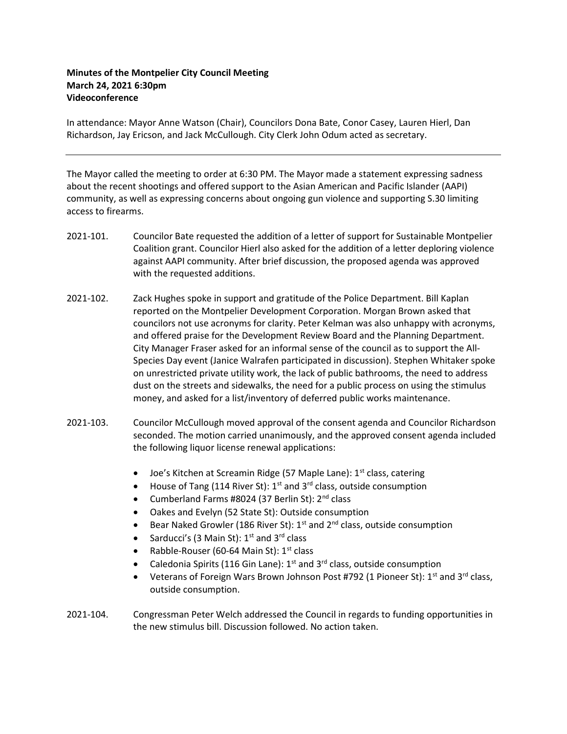**Minutes of the Montpelier City Council Meeting**
**March 24, 2021 6:30pm**
**Videoconference**

In attendance: Mayor Anne Watson (Chair), Councilors Dona Bate, Conor Casey, Lauren Hierl, Dan Richardson, Jay Ericson, and Jack McCullough. City Clerk John Odum acted as secretary.

---

The Mayor called the meeting to order at 6:30 PM. The Mayor made a statement expressing sadness about the recent shootings and offered support to the Asian American and Pacific Islander (AAPI) community, as well as expressing concerns about ongoing gun violence and supporting S.30 limiting access to firearms.

2021-101. Councilor Bate requested the addition of a letter of support for Sustainable Montpelier Coalition grant. Councilor Hierl also asked for the addition of a letter deploring violence against AAPI community. After brief discussion, the proposed agenda was approved with the requested additions.

2021-102. Zack Hughes spoke in support and gratitude of the Police Department. Bill Kaplan reported on the Montpelier Development Corporation. Morgan Brown asked that councilors not use acronyms for clarity. Peter Kelman was also unhappy with acronyms, and offered praise for the Development Review Board and the Planning Department. City Manager Fraser asked for an informal sense of the council as to support the All-Species Day event (Janice Walrafen participated in discussion). Stephen Whitaker spoke on unrestricted private utility work, the lack of public bathrooms, the need to address dust on the streets and sidewalks, the need for a public process on using the stimulus money, and asked for a list/inventory of deferred public works maintenance.

2021-103. Councilor McCullough moved approval of the consent agenda and Councilor Richardson seconded. The motion carried unanimously, and the approved consent agenda included the following liquor license renewal applications:

- Joe's Kitchen at Screamin Ridge (57 Maple Lane): 1st class, catering
- House of Tang (114 River St): 1st and 3rd class, outside consumption
- Cumberland Farms #8024 (37 Berlin St): 2nd class
- Oakes and Evelyn (52 State St): Outside consumption
- Bear Naked Growler (186 River St): 1st and 2nd class, outside consumption
- Sarducci's (3 Main St): 1st and 3rd class
- Rabble-Rouser (60-64 Main St): 1st class
- Caledonia Spirits (116 Gin Lane): 1st and 3rd class, outside consumption
- Veterans of Foreign Wars Brown Johnson Post #792 (1 Pioneer St): 1st and 3rd class, outside consumption.

2021-104. Congressman Peter Welch addressed the Council in regards to funding opportunities in the new stimulus bill. Discussion followed. No action taken.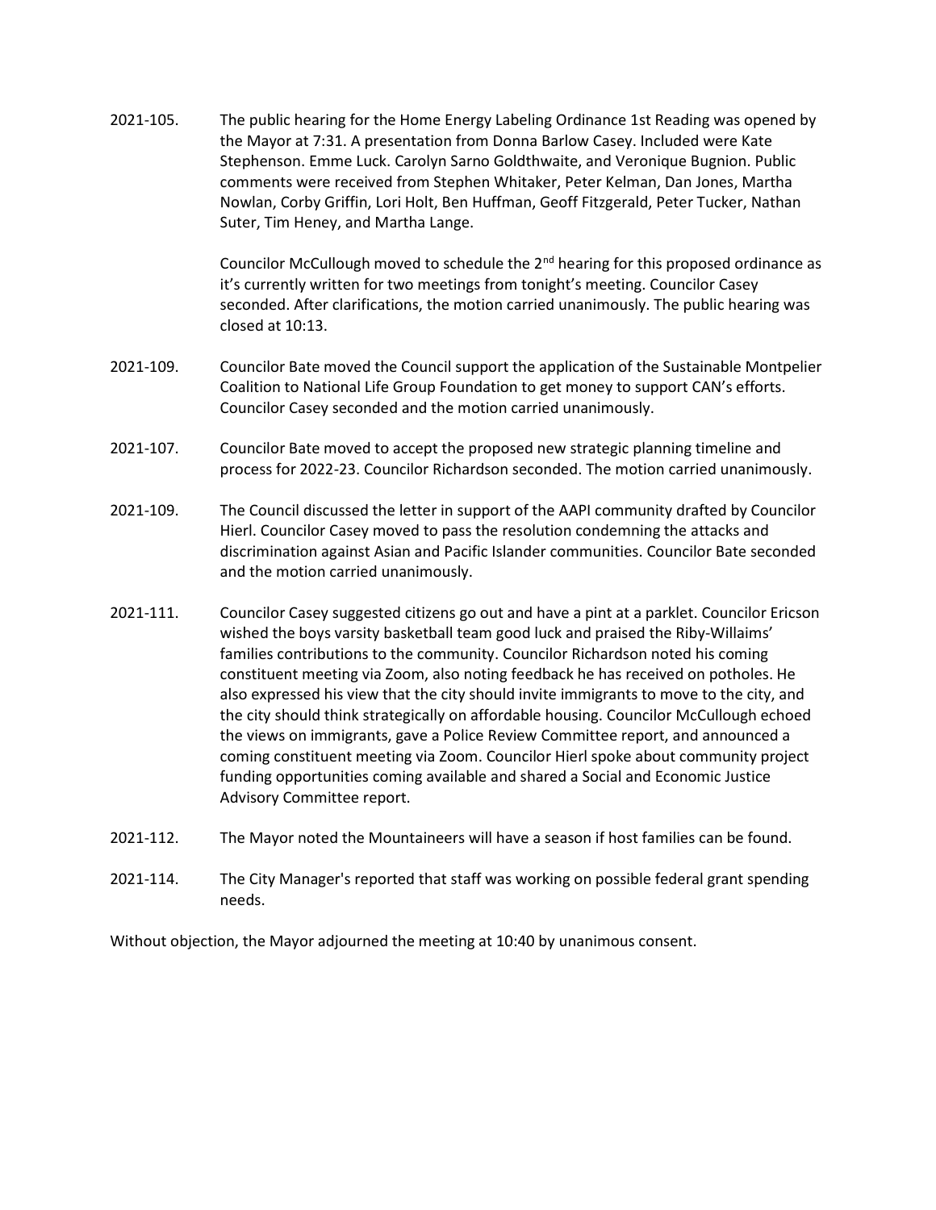2021-105. The public hearing for the Home Energy Labeling Ordinance 1st Reading was opened by the Mayor at 7:31. A presentation from Donna Barlow Casey. Included were Kate Stephenson. Emme Luck. Carolyn Sarno Goldthwaite, and Veronique Bugnion. Public comments were received from Stephen Whitaker, Peter Kelman, Dan Jones, Martha Nowlan, Corby Griffin, Lori Holt, Ben Huffman, Geoff Fitzgerald, Peter Tucker, Nathan Suter, Tim Heney, and Martha Lange.

Councilor McCullough moved to schedule the 2nd hearing for this proposed ordinance as it's currently written for two meetings from tonight's meeting. Councilor Casey seconded. After clarifications, the motion carried unanimously. The public hearing was closed at 10:13.

2021-109. Councilor Bate moved the Council support the application of the Sustainable Montpelier Coalition to National Life Group Foundation to get money to support CAN's efforts. Councilor Casey seconded and the motion carried unanimously.

2021-107. Councilor Bate moved to accept the proposed new strategic planning timeline and process for 2022-23. Councilor Richardson seconded. The motion carried unanimously.

2021-109. The Council discussed the letter in support of the AAPI community drafted by Councilor Hierl. Councilor Casey moved to pass the resolution condemning the attacks and discrimination against Asian and Pacific Islander communities. Councilor Bate seconded and the motion carried unanimously.

2021-111. Councilor Casey suggested citizens go out and have a pint at a parklet. Councilor Ericson wished the boys varsity basketball team good luck and praised the Riby-Willaims' families contributions to the community. Councilor Richardson noted his coming constituent meeting via Zoom, also noting feedback he has received on potholes. He also expressed his view that the city should invite immigrants to move to the city, and the city should think strategically on affordable housing. Councilor McCullough echoed the views on immigrants, gave a Police Review Committee report, and announced a coming constituent meeting via Zoom. Councilor Hierl spoke about community project funding opportunities coming available and shared a Social and Economic Justice Advisory Committee report.

2021-112. The Mayor noted the Mountaineers will have a season if host families can be found.

2021-114. The City Manager's reported that staff was working on possible federal grant spending needs.

Without objection, the Mayor adjourned the meeting at 10:40 by unanimous consent.